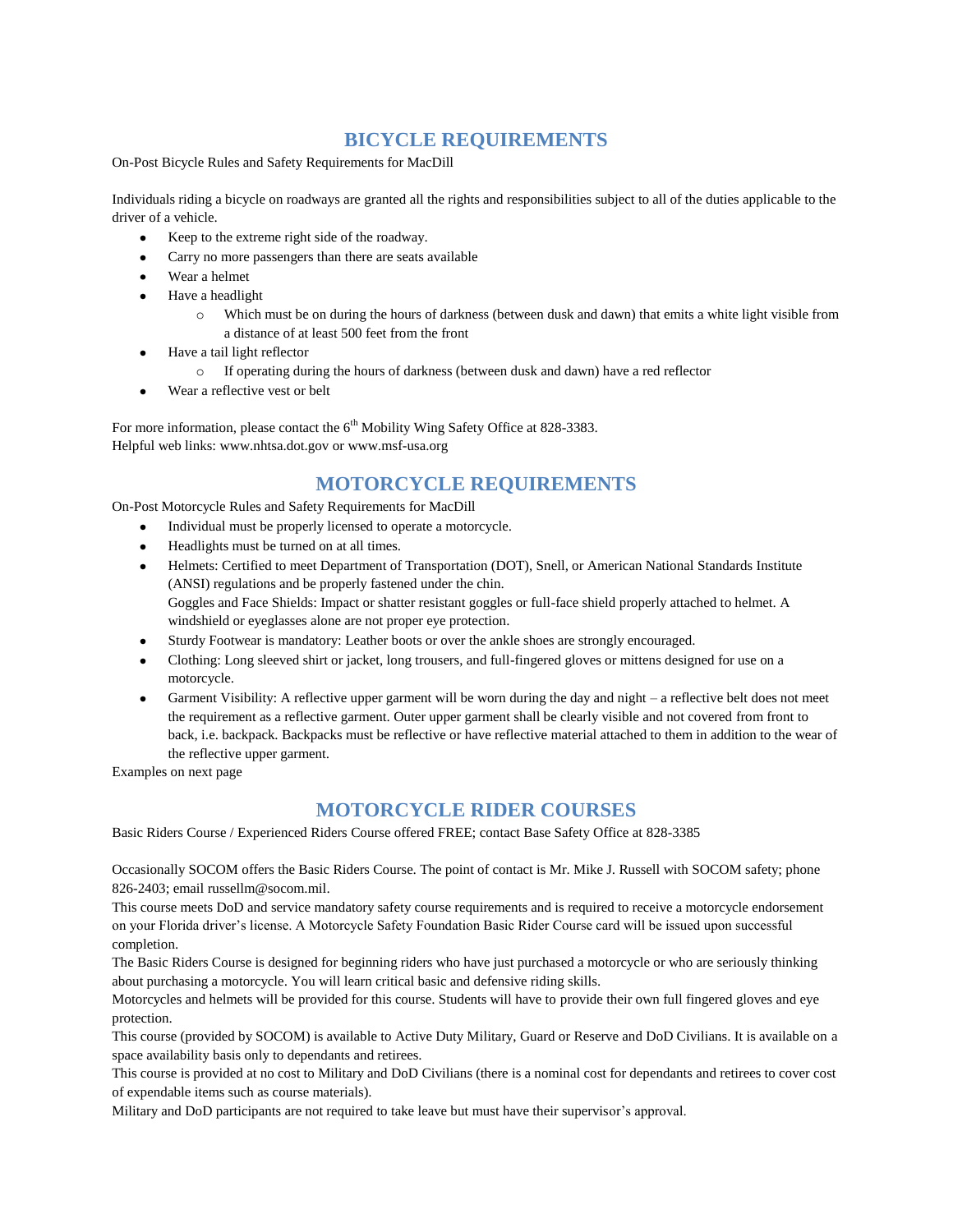# BICYCLE REQUIREMENTS

On-Post Bicycle Rules and Safety Requirements for MacDill

Individuals riding a bicycle on roadways are granted all the rights and responsibilities subject to all of the duties applicable to the driver of a vehicle.

- Keep to the extreme right side of the roadway.
- Carry no more passengers than there are seats available
- Wear a helmet
- Have a headlight
  - Which must be on during the hours of darkness (between dusk and dawn) that emits a white light visible from a distance of at least 500 feet from the front
- Have a tail light reflector
  - If operating during the hours of darkness (between dusk and dawn) have a red reflector
- Wear a reflective vest or belt

For more information, please contact the 6th Mobility Wing Safety Office at 828-3383.
Helpful web links: www.nhtsa.dot.gov or www.msf-usa.org

# MOTORCYCLE REQUIREMENTS

On-Post Motorcycle Rules and Safety Requirements for MacDill

- Individual must be properly licensed to operate a motorcycle.
- Headlights must be turned on at all times.
- Helmets: Certified to meet Department of Transportation (DOT), Snell, or American National Standards Institute (ANSI) regulations and be properly fastened under the chin.
  Goggles and Face Shields: Impact or shatter resistant goggles or full-face shield properly attached to helmet. A windshield or eyeglasses alone are not proper eye protection.
- Sturdy Footwear is mandatory: Leather boots or over the ankle shoes are strongly encouraged.
- Clothing: Long sleeved shirt or jacket, long trousers, and full-fingered gloves or mittens designed for use on a motorcycle.
- Garment Visibility: A reflective upper garment will be worn during the day and night – a reflective belt does not meet the requirement as a reflective garment. Outer upper garment shall be clearly visible and not covered from front to back, i.e. backpack. Backpacks must be reflective or have reflective material attached to them in addition to the wear of the reflective upper garment.

Examples on next page

# MOTORCYCLE RIDER COURSES

Basic Riders Course / Experienced Riders Course offered FREE; contact Base Safety Office at 828-3385

Occasionally SOCOM offers the Basic Riders Course. The point of contact is Mr. Mike J. Russell with SOCOM safety; phone 826-2403; email russellm@socom.mil.

This course meets DoD and service mandatory safety course requirements and is required to receive a motorcycle endorsement on your Florida driver's license. A Motorcycle Safety Foundation Basic Rider Course card will be issued upon successful completion.

The Basic Riders Course is designed for beginning riders who have just purchased a motorcycle or who are seriously thinking about purchasing a motorcycle. You will learn critical basic and defensive riding skills.

Motorcycles and helmets will be provided for this course. Students will have to provide their own full fingered gloves and eye protection.

This course (provided by SOCOM) is available to Active Duty Military, Guard or Reserve and DoD Civilians. It is available on a space availability basis only to dependants and retirees.

This course is provided at no cost to Military and DoD Civilians (there is a nominal cost for dependants and retirees to cover cost of expendable items such as course materials).

Military and DoD participants are not required to take leave but must have their supervisor's approval.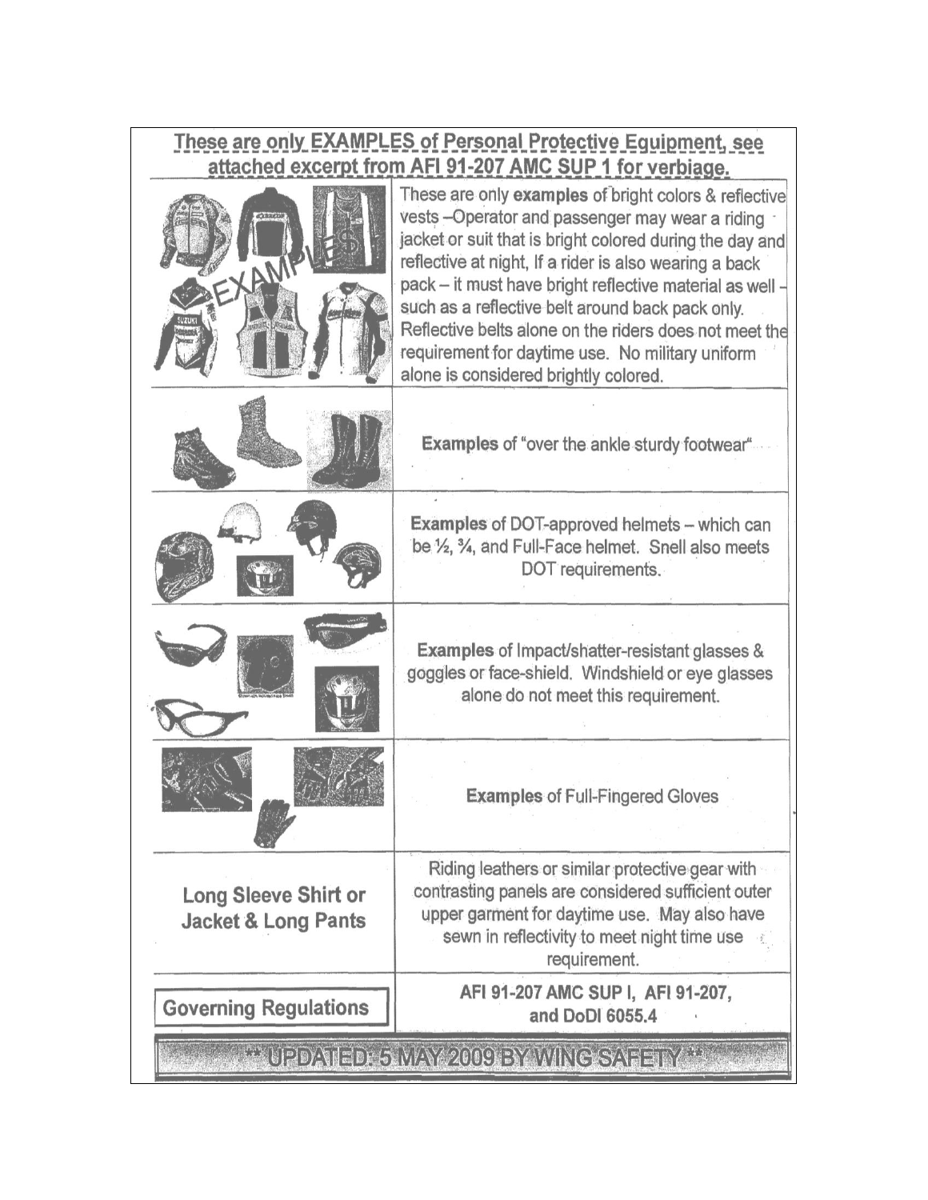**These are only EXAMPLES of Personal Protective Equipment, see attached excerpt from AFI 91-207 AMC SUP 1 for verbiage.**

| | |
|---|---|
| | These are only **examples** of bright colors & reflective vests –Operator and passenger may wear a riding jacket or suit that is bright colored during the day and reflective at night, If a rider is also wearing a back pack – it must have bright reflective material as well – such as a reflective belt around back pack only. Reflective belts alone on the riders does not meet the requirement for daytime use. No military uniform alone is considered brightly colored. |
| | **Examples** of "over the ankle sturdy footwear" |
| | **Examples** of DOT-approved helmets – which can be ½, ¾, and Full-Face helmet. Snell also meets DOT requirements. |
| | **Examples** of Impact/shatter-resistant glasses & goggles or face-shield. Windshield or eye glasses alone do not meet this requirement. |
| | **Examples** of Full-Fingered Gloves |
| **Long Sleeve Shirt or Jacket & Long Pants** | Riding leathers or similar protective gear with contrasting panels are considered sufficient outer upper garment for daytime use. May also have sewn in reflectivity to meet night time use requirement. |
| **Governing Regulations** | **AFI 91-207 AMC SUP I, AFI 91-207, and DoDI 6055.4** |

**\*\* UPDATED: 5 MAY 2009 BY WING SAFETY \*\***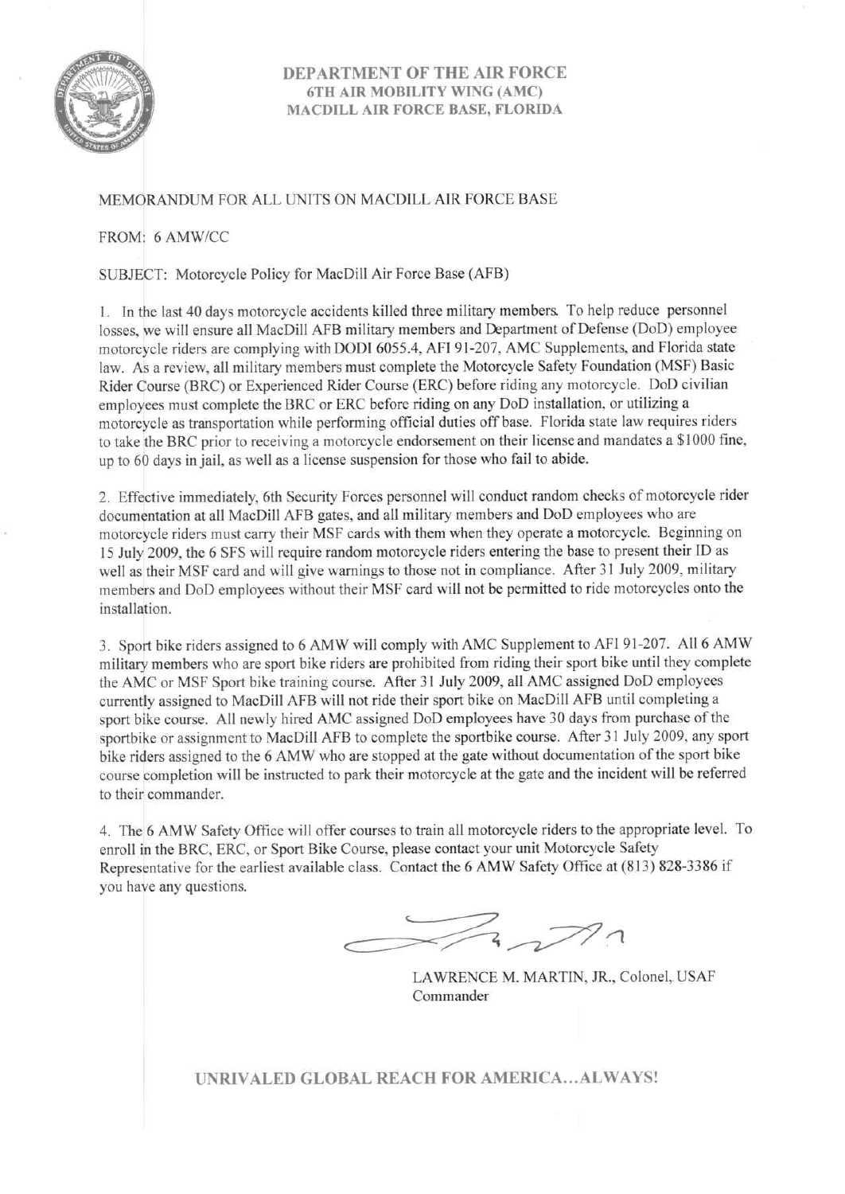**DEPARTMENT OF THE AIR FORCE**
**6TH AIR MOBILITY WING (AMC)**
**MACDILL AIR FORCE BASE, FLORIDA**

MEMORANDUM FOR ALL UNITS ON MACDILL AIR FORCE BASE

FROM: 6 AMW/CC

SUBJECT: Motorcycle Policy for MacDill Air Force Base (AFB)

1. In the last 40 days motorcycle accidents killed three military members. To help reduce personnel losses, we will ensure all MacDill AFB military members and Department of Defense (DoD) employee motorcycle riders are complying with DODI 6055.4, AFI 91-207, AMC Supplements, and Florida state law. As a review, all military members must complete the Motorcycle Safety Foundation (MSF) Basic Rider Course (BRC) or Experienced Rider Course (ERC) before riding any motorcycle. DoD civilian employees must complete the BRC or ERC before riding on any DoD installation, or utilizing a motorcycle as transportation while performing official duties off base. Florida state law requires riders to take the BRC prior to receiving a motorcycle endorsement on their license and mandates a $1000 fine, up to 60 days in jail, as well as a license suspension for those who fail to abide.

2. Effective immediately, 6th Security Forces personnel will conduct random checks of motorcycle rider documentation at all MacDill AFB gates, and all military members and DoD employees who are motorcycle riders must carry their MSF cards with them when they operate a motorcycle. Beginning on 15 July 2009, the 6 SFS will require random motorcycle riders entering the base to present their ID as well as their MSF card and will give warnings to those not in compliance. After 31 July 2009, military members and DoD employees without their MSF card will not be permitted to ride motorcycles onto the installation.

3. Sport bike riders assigned to 6 AMW will comply with AMC Supplement to AFI 91-207. All 6 AMW military members who are sport bike riders are prohibited from riding their sport bike until they complete the AMC or MSF Sport bike training course. After 31 July 2009, all AMC assigned DoD employees currently assigned to MacDill AFB will not ride their sport bike on MacDill AFB until completing a sport bike course. All newly hired AMC assigned DoD employees have 30 days from purchase of the sportbike or assignment to MacDill AFB to complete the sportbike course. After 31 July 2009, any sport bike riders assigned to the 6 AMW who are stopped at the gate without documentation of the sport bike course completion will be instructed to park their motorcycle at the gate and the incident will be referred to their commander.

4. The 6 AMW Safety Office will offer courses to train all motorcycle riders to the appropriate level. To enroll in the BRC, ERC, or Sport Bike Course, please contact your unit Motorcycle Safety Representative for the earliest available class. Contact the 6 AMW Safety Office at (813) 828-3386 if you have any questions.

LAWRENCE M. MARTIN, JR., Colonel, USAF
Commander

UNRIVALED GLOBAL REACH FOR AMERICA…ALWAYS!